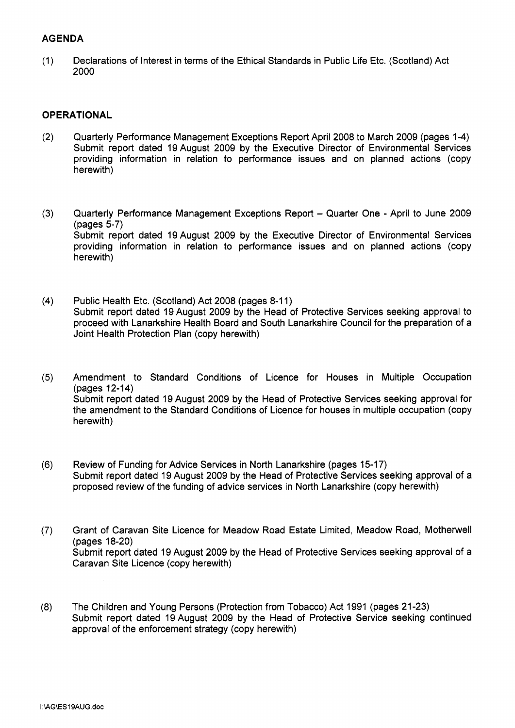## AGENDA

(1) Declarations of Interest in terms of the Ethical Standards in Public Life Etc. (Scotland) Act 2000

## OPERATIONAL

(2) Quarterly Performance Management Exceptions Report April 2008 to March 2009 (pages 1-4)
Submit report dated 19 August 2009 by the Executive Director of Environmental Services providing information in relation to performance issues and on planned actions (copy herewith)

(3) Quarterly Performance Management Exceptions Report – Quarter One - April to June 2009 (pages 5-7)
Submit report dated 19 August 2009 by the Executive Director of Environmental Services providing information in relation to performance issues and on planned actions (copy herewith)

(4) Public Health Etc. (Scotland) Act 2008 (pages 8-11)
Submit report dated 19 August 2009 by the Head of Protective Services seeking approval to proceed with Lanarkshire Health Board and South Lanarkshire Council for the preparation of a Joint Health Protection Plan (copy herewith)

(5) Amendment to Standard Conditions of Licence for Houses in Multiple Occupation (pages 12-14)
Submit report dated 19 August 2009 by the Head of Protective Services seeking approval for the amendment to the Standard Conditions of Licence for houses in multiple occupation (copy herewith)

(6) Review of Funding for Advice Services in North Lanarkshire (pages 15-17)
Submit report dated 19 August 2009 by the Head of Protective Services seeking approval of a proposed review of the funding of advice services in North Lanarkshire (copy herewith)

(7) Grant of Caravan Site Licence for Meadow Road Estate Limited, Meadow Road, Motherwell (pages 18-20)
Submit report dated 19 August 2009 by the Head of Protective Services seeking approval of a Caravan Site Licence (copy herewith)

(8) The Children and Young Persons (Protection from Tobacco) Act 1991 (pages 21-23)
Submit report dated 19 August 2009 by the Head of Protective Service seeking continued approval of the enforcement strategy (copy herewith)

I:\AG\ES19AUG.doc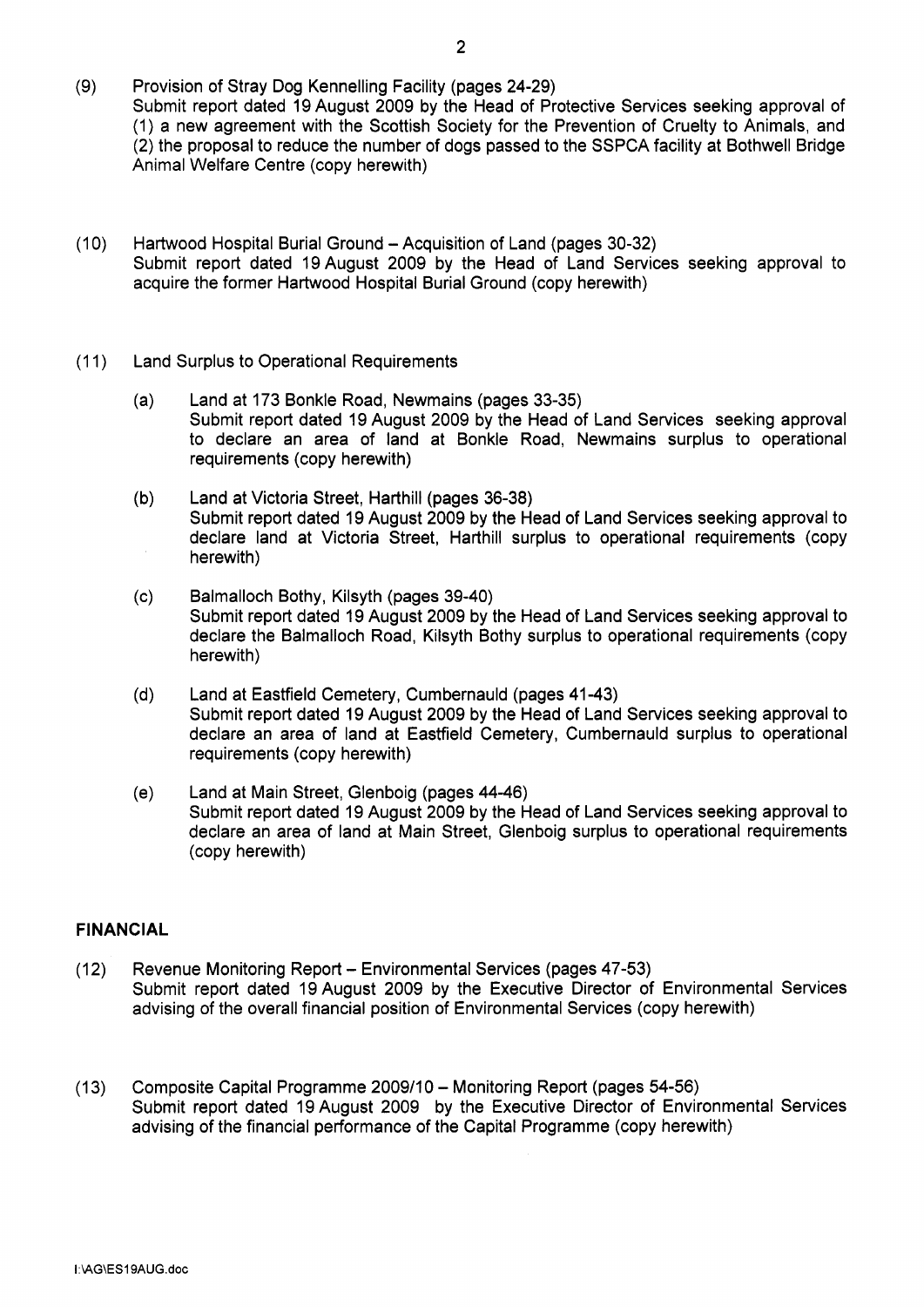(9) Provision of Stray Dog Kennelling Facility (pages 24-29)
Submit report dated 19 August 2009 by the Head of Protective Services seeking approval of (1) a new agreement with the Scottish Society for the Prevention of Cruelty to Animals, and (2) the proposal to reduce the number of dogs passed to the SSPCA facility at Bothwell Bridge Animal Welfare Centre (copy herewith)

(10) Hartwood Hospital Burial Ground – Acquisition of Land (pages 30-32)
Submit report dated 19 August 2009 by the Head of Land Services seeking approval to acquire the former Hartwood Hospital Burial Ground (copy herewith)

(11) Land Surplus to Operational Requirements

(a) Land at 173 Bonkle Road, Newmains (pages 33-35)
Submit report dated 19 August 2009 by the Head of Land Services seeking approval to declare an area of land at Bonkle Road, Newmains surplus to operational requirements (copy herewith)

(b) Land at Victoria Street, Harthill (pages 36-38)
Submit report dated 19 August 2009 by the Head of Land Services seeking approval to declare land at Victoria Street, Harthill surplus to operational requirements (copy herewith)

(c) Balmalloch Bothy, Kilsyth (pages 39-40)
Submit report dated 19 August 2009 by the Head of Land Services seeking approval to declare the Balmalloch Road, Kilsyth Bothy surplus to operational requirements (copy herewith)

(d) Land at Eastfield Cemetery, Cumbernauld (pages 41-43)
Submit report dated 19 August 2009 by the Head of Land Services seeking approval to declare an area of land at Eastfield Cemetery, Cumbernauld surplus to operational requirements (copy herewith)

(e) Land at Main Street, Glenboig (pages 44-46)
Submit report dated 19 August 2009 by the Head of Land Services seeking approval to declare an area of land at Main Street, Glenboig surplus to operational requirements (copy herewith)

## FINANCIAL

(12) Revenue Monitoring Report – Environmental Services (pages 47-53)
Submit report dated 19 August 2009 by the Executive Director of Environmental Services advising of the overall financial position of Environmental Services (copy herewith)

(13) Composite Capital Programme 2009/10 – Monitoring Report (pages 54-56)
Submit report dated 19 August 2009 by the Executive Director of Environmental Services advising of the financial performance of the Capital Programme (copy herewith)

I:\AG\ES19AUG.doc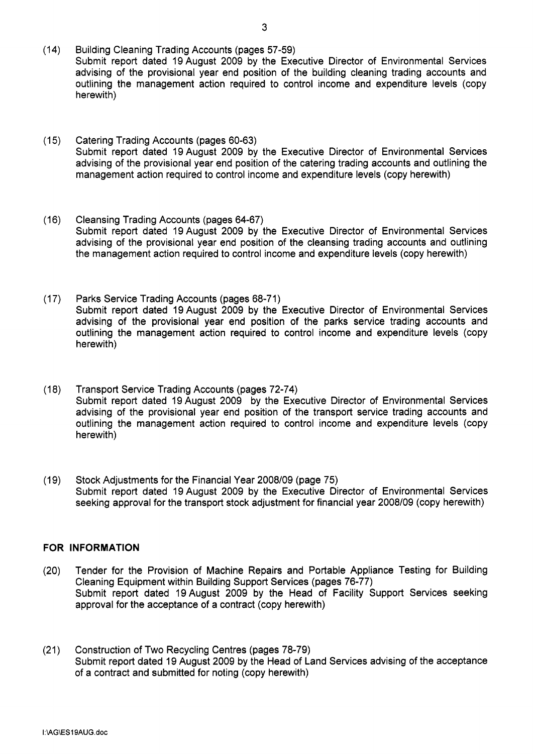(14) Building Cleaning Trading Accounts (pages 57-59)
Submit report dated 19 August 2009 by the Executive Director of Environmental Services advising of the provisional year end position of the building cleaning trading accounts and outlining the management action required to control income and expenditure levels (copy herewith)

(15) Catering Trading Accounts (pages 60-63)
Submit report dated 19 August 2009 by the Executive Director of Environmental Services advising of the provisional year end position of the catering trading accounts and outlining the management action required to control income and expenditure levels (copy herewith)

(16) Cleansing Trading Accounts (pages 64-67)
Submit report dated 19 August 2009 by the Executive Director of Environmental Services advising of the provisional year end position of the cleansing trading accounts and outlining the management action required to control income and expenditure levels (copy herewith)

(17) Parks Service Trading Accounts (pages 68-71)
Submit report dated 19 August 2009 by the Executive Director of Environmental Services advising of the provisional year end position of the parks service trading accounts and outlining the management action required to control income and expenditure levels (copy herewith)

(18) Transport Service Trading Accounts (pages 72-74)
Submit report dated 19 August 2009 by the Executive Director of Environmental Services advising of the provisional year end position of the transport service trading accounts and outlining the management action required to control income and expenditure levels (copy herewith)

(19) Stock Adjustments for the Financial Year 2008/09 (page 75)
Submit report dated 19 August 2009 by the Executive Director of Environmental Services seeking approval for the transport stock adjustment for financial year 2008/09 (copy herewith)

**FOR INFORMATION**

(20) Tender for the Provision of Machine Repairs and Portable Appliance Testing for Building Cleaning Equipment within Building Support Services (pages 76-77)
Submit report dated 19 August 2009 by the Head of Facility Support Services seeking approval for the acceptance of a contract (copy herewith)

(21) Construction of Two Recycling Centres (pages 78-79)
Submit report dated 19 August 2009 by the Head of Land Services advising of the acceptance of a contract and submitted for noting (copy herewith)

I:\AG\ES19AUG.doc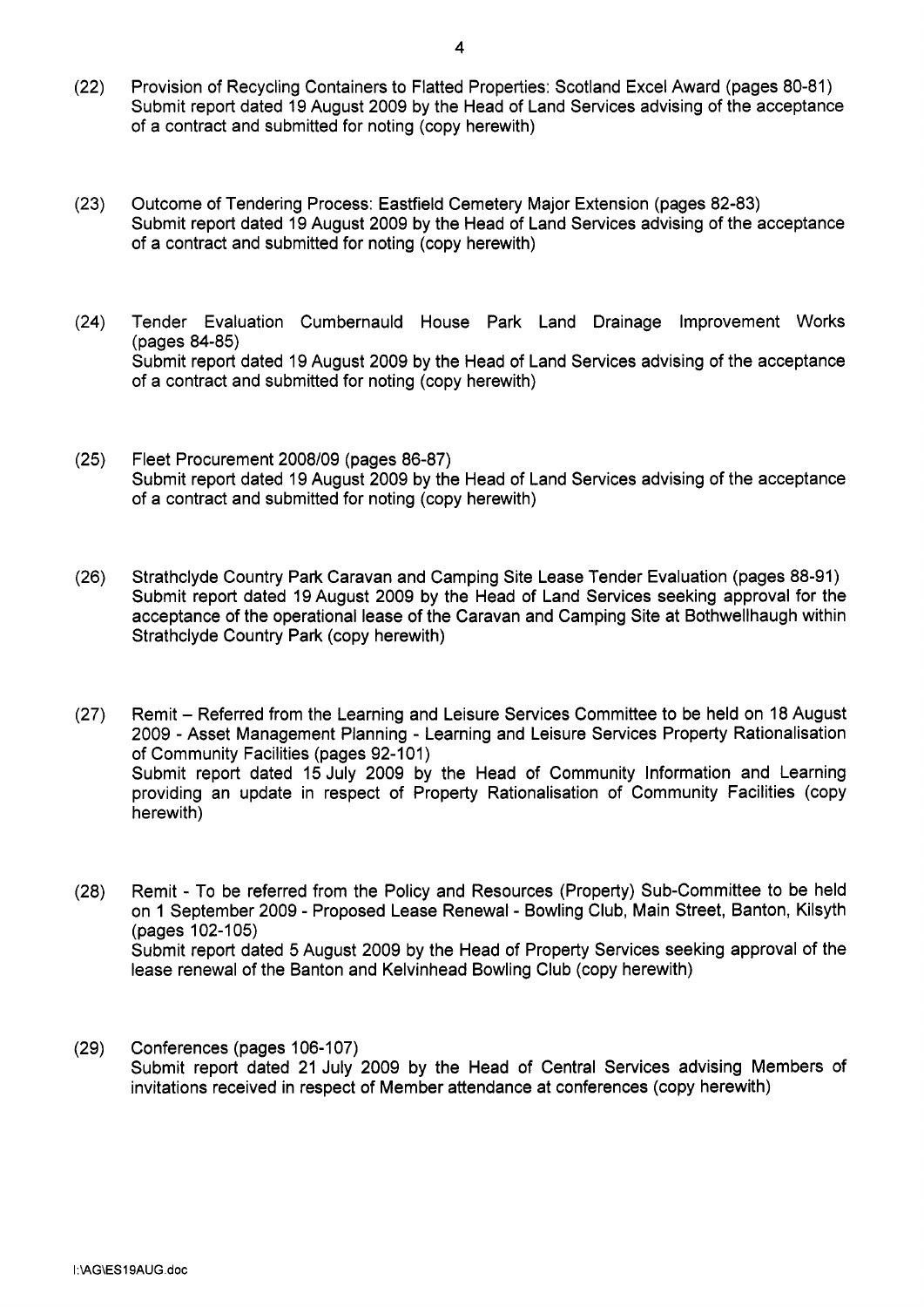(22) Provision of Recycling Containers to Flatted Properties: Scotland Excel Award (pages 80-81)
Submit report dated 19 August 2009 by the Head of Land Services advising of the acceptance of a contract and submitted for noting (copy herewith)

(23) Outcome of Tendering Process: Eastfield Cemetery Major Extension (pages 82-83)
Submit report dated 19 August 2009 by the Head of Land Services advising of the acceptance of a contract and submitted for noting (copy herewith)

(24) Tender Evaluation Cumbernauld House Park Land Drainage Improvement Works (pages 84-85)
Submit report dated 19 August 2009 by the Head of Land Services advising of the acceptance of a contract and submitted for noting (copy herewith)

(25) Fleet Procurement 2008/09 (pages 86-87)
Submit report dated 19 August 2009 by the Head of Land Services advising of the acceptance of a contract and submitted for noting (copy herewith)

(26) Strathclyde Country Park Caravan and Camping Site Lease Tender Evaluation (pages 88-91)
Submit report dated 19 August 2009 by the Head of Land Services seeking approval for the acceptance of the operational lease of the Caravan and Camping Site at Bothwellhaugh within Strathclyde Country Park (copy herewith)

(27) Remit – Referred from the Learning and Leisure Services Committee to be held on 18 August 2009 - Asset Management Planning - Learning and Leisure Services Property Rationalisation of Community Facilities (pages 92-101)
Submit report dated 15 July 2009 by the Head of Community Information and Learning providing an update in respect of Property Rationalisation of Community Facilities (copy herewith)

(28) Remit - To be referred from the Policy and Resources (Property) Sub-Committee to be held on 1 September 2009 - Proposed Lease Renewal - Bowling Club, Main Street, Banton, Kilsyth (pages 102-105)
Submit report dated 5 August 2009 by the Head of Property Services seeking approval of the lease renewal of the Banton and Kelvinhead Bowling Club (copy herewith)

(29) Conferences (pages 106-107)
Submit report dated 21 July 2009 by the Head of Central Services advising Members of invitations received in respect of Member attendance at conferences (copy herewith)

I:\AG\ES19AUG.doc